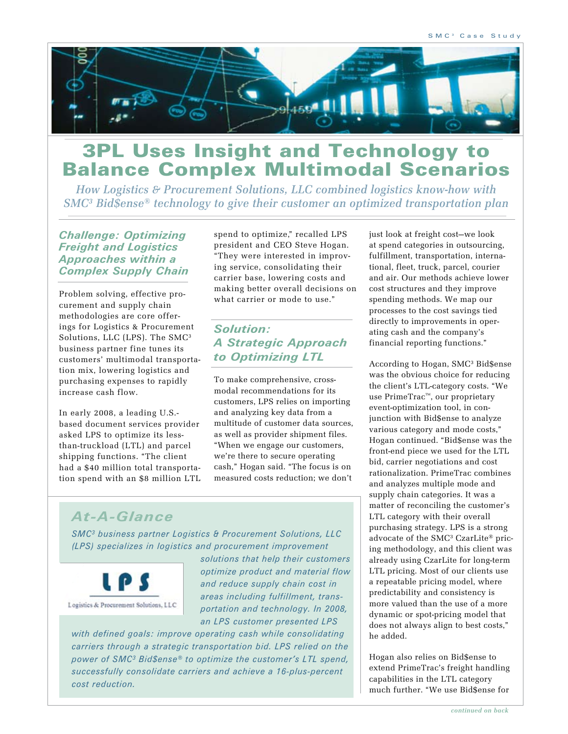# 3PL Uses Insight and Technology to Balance Complex Multimodal Scenarios

*How Logistics & Procurement Solutions, LLC combined logistics know-how with SMC³ Bid$ense® technology to give their customer an optimized transportation plan*

## Challenge: Optimizing Freight and Logistics Approaches within a Complex Supply Chain

Problem solving, effective procurement and supply chain methodologies are core offerings for Logistics & Procurement Solutions, LLC (LPS). The SMC³ business partner fine tunes its customers' multimodal transportation mix, lowering logistics and purchasing expenses to rapidly increase cash flow.

In early 2008, a leading U.S.-based document services provider asked LPS to optimize its less-than-truckload (LTL) and parcel shipping functions. "The client had a $40 million total transportation spend with an $8 million LTL spend to optimize," recalled LPS president and CEO Steve Hogan. "They were interested in improving service, consolidating their carrier base, lowering costs and making better overall decisions on what carrier or mode to use."

## Solution: A Strategic Approach to Optimizing LTL

To make comprehensive, cross-modal recommendations for its customers, LPS relies on importing and analyzing key data from a multitude of customer data sources, as well as provider shipment files. "When we engage our customers, we're there to secure operating cash," Hogan said. "The focus is on measured costs reduction; we don't just look at freight cost—we look at spend categories in outsourcing, fulfillment, transportation, international, fleet, truck, parcel, courier and air. Our methods achieve lower cost structures and they improve spending methods. We map our processes to the cost savings tied directly to improvements in operating cash and the company's financial reporting functions."

According to Hogan, SMC³ Bid$ense was the obvious choice for reducing the client's LTL-category costs. "We use PrimeTrac™, our proprietary event-optimization tool, in conjunction with Bid$ense to analyze various category and mode costs," Hogan continued. "Bid$ense was the front-end piece we used for the LTL bid, carrier negotiations and cost rationalization. PrimeTrac combines and analyzes multiple mode and supply chain categories. It was a matter of reconciling the customer's LTL category with their overall purchasing strategy. LPS is a strong advocate of the SMC³ CzarLite® pricing methodology, and this client was already using CzarLite for long-term LTL pricing. Most of our clients use a repeatable pricing model, where predictability and consistency is more valued than the use of a more dynamic or spot-pricing model that does not always align to best costs," he added.

Hogan also relies on Bid$ense to extend PrimeTrac's freight handling capabilities in the LTL category much further. "We use Bid$ense for

### At-A-Glance

*SMC³ business partner Logistics & Procurement Solutions, LLC (LPS) specializes in logistics and procurement improvement solutions that help their customers optimize product and material flow and reduce supply chain cost in areas including fulfillment, transportation and technology. In 2008, an LPS customer presented LPS with defined goals: improve operating cash while consolidating carriers through a strategic transportation bid. LPS relied on the power of SMC³ Bid$ense® to optimize the customer's LTL spend, successfully consolidate carriers and achieve a 16-plus-percent cost reduction.*

LPS
Logistics & Procurement Solutions, LLC

*continued on back*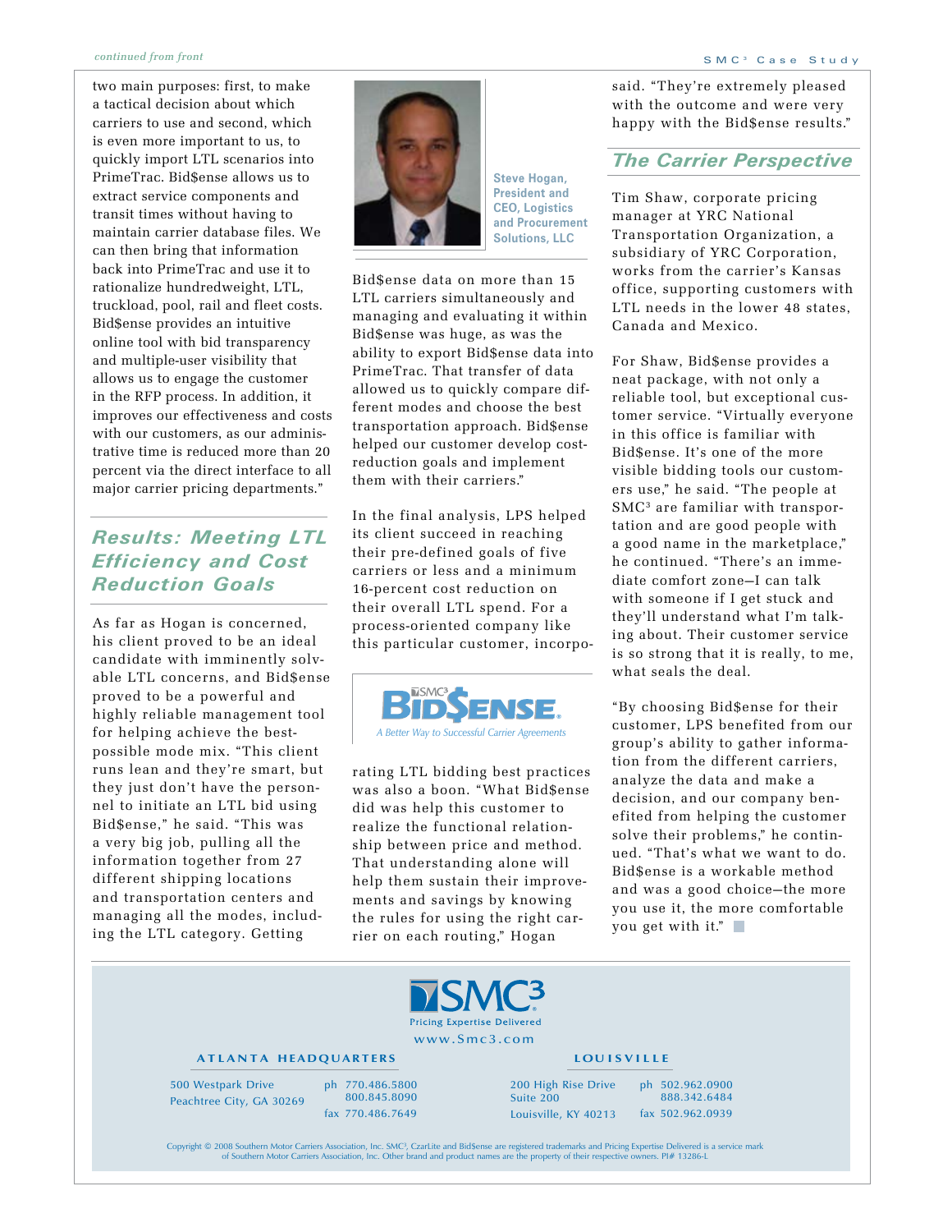*continued from front*

two main purposes: first, to make a tactical decision about which carriers to use and second, which is even more important to us, to quickly import LTL scenarios into PrimeTrac. Bid$ense allows us to extract service components and transit times without having to maintain carrier database files. We can then bring that information back into PrimeTrac and use it to rationalize hundredweight, LTL, truckload, pool, rail and fleet costs. Bid$ense provides an intuitive online tool with bid transparency and multiple-user visibility that allows us to engage the customer in the RFP process. In addition, it improves our effectiveness and costs with our customers, as our administrative time is reduced more than 20 percent via the direct interface to all major carrier pricing departments."

## Results: Meeting LTL Efficiency and Cost Reduction Goals

As far as Hogan is concerned, his client proved to be an ideal candidate with imminently solvable LTL concerns, and Bid$ense proved to be a powerful and highly reliable management tool for helping achieve the best-possible mode mix. "This client runs lean and they're smart, but they just don't have the personnel to initiate an LTL bid using Bid$ense," he said. "This was a very big job, pulling all the information together from 27 different shipping locations and transportation centers and managing all the modes, including the LTL category. Getting Bid$ense data on more than 15 LTL carriers simultaneously and managing and evaluating it within Bid$ense was huge, as was the ability to export Bid$ense data into PrimeTrac. That transfer of data allowed us to quickly compare different modes and choose the best transportation approach. Bid$ense helped our customer develop cost-reduction goals and implement them with their carriers."

Steve Hogan, President and CEO, Logistics and Procurement Solutions, LLC

In the final analysis, LPS helped its client succeed in reaching their pre-defined goals of five carriers or less and a minimum 16-percent cost reduction on their overall LTL spend. For a process-oriented company like this particular customer, incorporating LTL bidding best practices was also a boon. "What Bid$ense did was help this customer to realize the functional relationship between price and method. That understanding alone will help them sustain their improvements and savings by knowing the rules for using the right carrier on each routing," Hogan said. "They're extremely pleased with the outcome and were very happy with the Bid$ense results."

SMC³ BID$ENSE
A Better Way to Successful Carrier Agreements

## The Carrier Perspective

Tim Shaw, corporate pricing manager at YRC National Transportation Organization, a subsidiary of YRC Corporation, works from the carrier's Kansas office, supporting customers with LTL needs in the lower 48 states, Canada and Mexico.

For Shaw, Bid$ense provides a neat package, with not only a reliable tool, but exceptional customer service. "Virtually everyone in this office is familiar with Bid$ense. It's one of the more visible bidding tools our customers use," he said. "The people at SMC³ are familiar with transportation and are good people with a good name in the marketplace," he continued. "There's an immediate comfort zone—I can talk with someone if I get stuck and they'll understand what I'm talking about. Their customer service is so strong that it is really, to me, what seals the deal.

"By choosing Bid$ense for their customer, LPS benefited from our group's ability to gather information from the different carriers, analyze the data and make a decision, and our company benefited from helping the customer solve their problems," he continued. "That's what we want to do. Bid$ense is a workable method and was a good choice—the more you use it, the more comfortable you get with it."

SMC³
Pricing Expertise Delivered
www.Smc3.com

**ATLANTA HEADQUARTERS**

500 Westpark Drive
Peachtree City, GA 30269
ph 770.486.5800
800.845.8090
fax 770.486.7649

**LOUISVILLE**

200 High Rise Drive
Suite 200
Louisville, KY 40213
ph 502.962.0900
888.342.6484
fax 502.962.0939

Copyright © 2008 Southern Motor Carriers Association, Inc. SMC³, CzarLite and Bid$ense are registered trademarks and Pricing Expertise Delivered is a service mark of Southern Motor Carriers Association, Inc. Other brand and product names are the property of their respective owners. PI# 13286-L